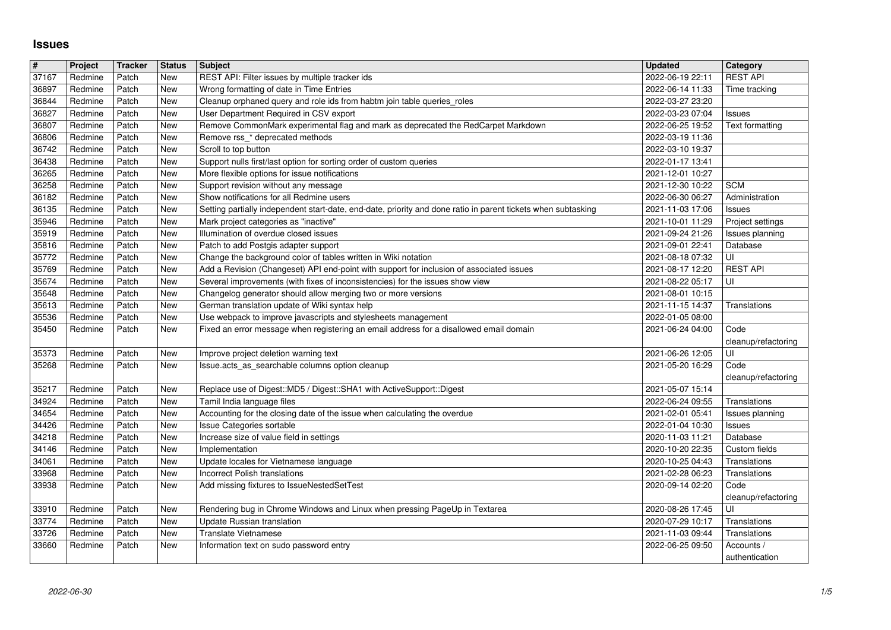# Issues

| # | Project | Tracker | Status | Subject | Updated | Category |
|---|---|---|---|---|---|---|
| 37167 | Redmine | Patch | New | REST API: Filter issues by multiple tracker ids | 2022-06-19 22:11 | REST API |
| 36897 | Redmine | Patch | New | Wrong formatting of date in Time Entries | 2022-06-14 11:33 | Time tracking |
| 36844 | Redmine | Patch | New | Cleanup orphaned query and role ids from habtm join table queries_roles | 2022-03-27 23:20 | |
| 36827 | Redmine | Patch | New | User Department Required in CSV export | 2022-03-23 07:04 | Issues |
| 36807 | Redmine | Patch | New | Remove CommonMark experimental flag and mark as deprecated the RedCarpet Markdown | 2022-06-25 19:52 | Text formatting |
| 36806 | Redmine | Patch | New | Remove rss_* deprecated methods | 2022-03-19 11:36 | |
| 36742 | Redmine | Patch | New | Scroll to top button | 2022-03-10 19:37 | |
| 36438 | Redmine | Patch | New | Support nulls first/last option for sorting order of custom queries | 2022-01-17 13:41 | |
| 36265 | Redmine | Patch | New | More flexible options for issue notifications | 2021-12-01 10:27 | |
| 36258 | Redmine | Patch | New | Support revision without any message | 2021-12-30 10:22 | SCM |
| 36182 | Redmine | Patch | New | Show notifications for all Redmine users | 2022-06-30 06:27 | Administration |
| 36135 | Redmine | Patch | New | Setting partially independent start-date, end-date, priority and done ratio in parent tickets when subtasking | 2021-11-03 17:06 | Issues |
| 35946 | Redmine | Patch | New | Mark project categories as "inactive" | 2021-10-01 11:29 | Project settings |
| 35919 | Redmine | Patch | New | Illumination of overdue closed issues | 2021-09-24 21:26 | Issues planning |
| 35816 | Redmine | Patch | New | Patch to add Postgis adapter support | 2021-09-01 22:41 | Database |
| 35772 | Redmine | Patch | New | Change the background color of tables written in Wiki notation | 2021-08-18 07:32 | UI |
| 35769 | Redmine | Patch | New | Add a Revision (Changeset) API end-point with support for inclusion of associated issues | 2021-08-17 12:20 | REST API |
| 35674 | Redmine | Patch | New | Several improvements (with fixes of inconsistencies) for the issues show view | 2021-08-22 05:17 | UI |
| 35648 | Redmine | Patch | New | Changelog generator should allow merging two or more versions | 2021-08-01 10:15 | |
| 35613 | Redmine | Patch | New | German translation update of Wiki syntax help | 2021-11-15 14:37 | Translations |
| 35536 | Redmine | Patch | New | Use webpack to improve javascripts and stylesheets management | 2022-01-05 08:00 | |
| 35450 | Redmine | Patch | New | Fixed an error message when registering an email address for a disallowed email domain | 2021-06-24 04:00 | Code cleanup/refactoring |
| 35373 | Redmine | Patch | New | Improve project deletion warning text | 2021-06-26 12:05 | UI |
| 35268 | Redmine | Patch | New | Issue.acts_as_searchable columns option cleanup | 2021-05-20 16:29 | Code cleanup/refactoring |
| 35217 | Redmine | Patch | New | Replace use of Digest::MD5 / Digest::SHA1 with ActiveSupport::Digest | 2021-05-07 15:14 | |
| 34924 | Redmine | Patch | New | Tamil India language files | 2022-06-24 09:55 | Translations |
| 34654 | Redmine | Patch | New | Accounting for the closing date of the issue when calculating the overdue | 2021-02-01 05:41 | Issues planning |
| 34426 | Redmine | Patch | New | Issue Categories sortable | 2022-01-04 10:30 | Issues |
| 34218 | Redmine | Patch | New | Increase size of value field in settings | 2020-11-03 11:21 | Database |
| 34146 | Redmine | Patch | New | Implementation | 2020-10-20 22:35 | Custom fields |
| 34061 | Redmine | Patch | New | Update locales for Vietnamese language | 2020-10-25 04:43 | Translations |
| 33968 | Redmine | Patch | New | Incorrect Polish translations | 2021-02-28 06:23 | Translations |
| 33938 | Redmine | Patch | New | Add missing fixtures to IssueNestedSetTest | 2020-09-14 02:20 | Code cleanup/refactoring |
| 33910 | Redmine | Patch | New | Rendering bug in Chrome Windows and Linux when pressing PageUp in Textarea | 2020-08-26 17:45 | UI |
| 33774 | Redmine | Patch | New | Update Russian translation | 2020-07-29 10:17 | Translations |
| 33726 | Redmine | Patch | New | Translate Vietnamese | 2021-11-03 09:44 | Translations |
| 33660 | Redmine | Patch | New | Information text on sudo password entry | 2022-06-25 09:50 | Accounts / authentication |

2022-06-30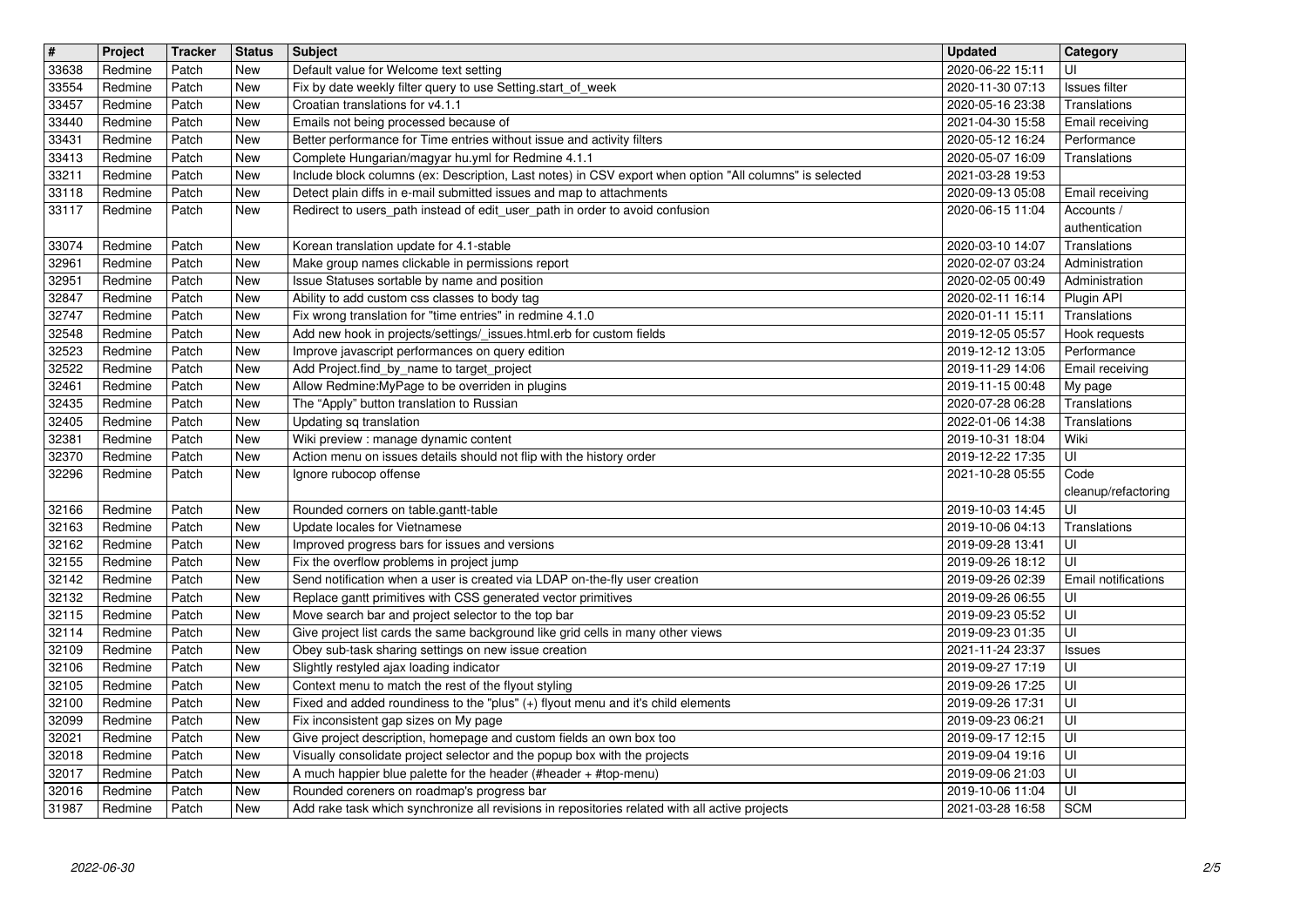| # | Project | Tracker | Status | Subject | Updated | Category |
|---|---|---|---|---|---|---|
| 33638 | Redmine | Patch | New | Default value for Welcome text setting | 2020-06-22 15:11 | UI |
| 33554 | Redmine | Patch | New | Fix by date weekly filter query to use Setting.start_of_week | 2020-11-30 07:13 | Issues filter |
| 33457 | Redmine | Patch | New | Croatian translations for v4.1.1 | 2020-05-16 23:38 | Translations |
| 33440 | Redmine | Patch | New | Emails not being processed because of | 2021-04-30 15:58 | Email receiving |
| 33431 | Redmine | Patch | New | Better performance for Time entries without issue and activity filters | 2020-05-12 16:24 | Performance |
| 33413 | Redmine | Patch | New | Complete Hungarian/magyar hu.yml for Redmine 4.1.1 | 2020-05-07 16:09 | Translations |
| 33211 | Redmine | Patch | New | Include block columns (ex: Description, Last notes) in CSV export when option "All columns" is selected | 2021-03-28 19:53 | |
| 33118 | Redmine | Patch | New | Detect plain diffs in e-mail submitted issues and map to attachments | 2020-09-13 05:08 | Email receiving |
| 33117 | Redmine | Patch | New | Redirect to users_path instead of edit_user_path in order to avoid confusion | 2020-06-15 11:04 | Accounts / authentication |
| 33074 | Redmine | Patch | New | Korean translation update for 4.1-stable | 2020-03-10 14:07 | Translations |
| 32961 | Redmine | Patch | New | Make group names clickable in permissions report | 2020-02-07 03:24 | Administration |
| 32951 | Redmine | Patch | New | Issue Statuses sortable by name and position | 2020-02-05 00:49 | Administration |
| 32847 | Redmine | Patch | New | Ability to add custom css classes to body tag | 2020-02-11 16:14 | Plugin API |
| 32747 | Redmine | Patch | New | Fix wrong translation for "time entries" in redmine 4.1.0 | 2020-01-11 15:11 | Translations |
| 32548 | Redmine | Patch | New | Add new hook in projects/settings/_issues.html.erb for custom fields | 2019-12-05 05:57 | Hook requests |
| 32523 | Redmine | Patch | New | Improve javascript performances on query edition | 2019-12-12 13:05 | Performance |
| 32522 | Redmine | Patch | New | Add Project.find_by_name to target_project | 2019-11-29 14:06 | Email receiving |
| 32461 | Redmine | Patch | New | Allow Redmine:MyPage to be overriden in plugins | 2019-11-15 00:48 | My page |
| 32435 | Redmine | Patch | New | The “Apply” button translation to Russian | 2020-07-28 06:28 | Translations |
| 32405 | Redmine | Patch | New | Updating sq translation | 2022-01-06 14:38 | Translations |
| 32381 | Redmine | Patch | New | Wiki preview : manage dynamic content | 2019-10-31 18:04 | Wiki |
| 32370 | Redmine | Patch | New | Action menu on issues details should not flip with the history order | 2019-12-22 17:35 | UI |
| 32296 | Redmine | Patch | New | Ignore rubocop offense | 2021-10-28 05:55 | Code cleanup/refactoring |
| 32166 | Redmine | Patch | New | Rounded corners on table.gantt-table | 2019-10-03 14:45 | UI |
| 32163 | Redmine | Patch | New | Update locales for Vietnamese | 2019-10-06 04:13 | Translations |
| 32162 | Redmine | Patch | New | Improved progress bars for issues and versions | 2019-09-28 13:41 | UI |
| 32155 | Redmine | Patch | New | Fix the overflow problems in project jump | 2019-09-26 18:12 | UI |
| 32142 | Redmine | Patch | New | Send notification when a user is created via LDAP on-the-fly user creation | 2019-09-26 02:39 | Email notifications |
| 32132 | Redmine | Patch | New | Replace gantt primitives with CSS generated vector primitives | 2019-09-26 06:55 | UI |
| 32115 | Redmine | Patch | New | Move search bar and project selector to the top bar | 2019-09-23 05:52 | UI |
| 32114 | Redmine | Patch | New | Give project list cards the same background like grid cells in many other views | 2019-09-23 01:35 | UI |
| 32109 | Redmine | Patch | New | Obey sub-task sharing settings on new issue creation | 2021-11-24 23:37 | Issues |
| 32106 | Redmine | Patch | New | Slightly restyled ajax loading indicator | 2019-09-27 17:19 | UI |
| 32105 | Redmine | Patch | New | Context menu to match the rest of the flyout styling | 2019-09-26 17:25 | UI |
| 32100 | Redmine | Patch | New | Fixed and added roundiness to the "plus" (+) flyout menu and it's child elements | 2019-09-26 17:31 | UI |
| 32099 | Redmine | Patch | New | Fix inconsistent gap sizes on My page | 2019-09-23 06:21 | UI |
| 32021 | Redmine | Patch | New | Give project description, homepage and custom fields an own box too | 2019-09-17 12:15 | UI |
| 32018 | Redmine | Patch | New | Visually consolidate project selector and the popup box with the projects | 2019-09-04 19:16 | UI |
| 32017 | Redmine | Patch | New | A much happier blue palette for the header (#header + #top-menu) | 2019-09-06 21:03 | UI |
| 32016 | Redmine | Patch | New | Rounded coreners on roadmap's progress bar | 2019-10-06 11:04 | UI |
| 31987 | Redmine | Patch | New | Add rake task which synchronize all revisions in repositories related with all active projects | 2021-03-28 16:58 | SCM |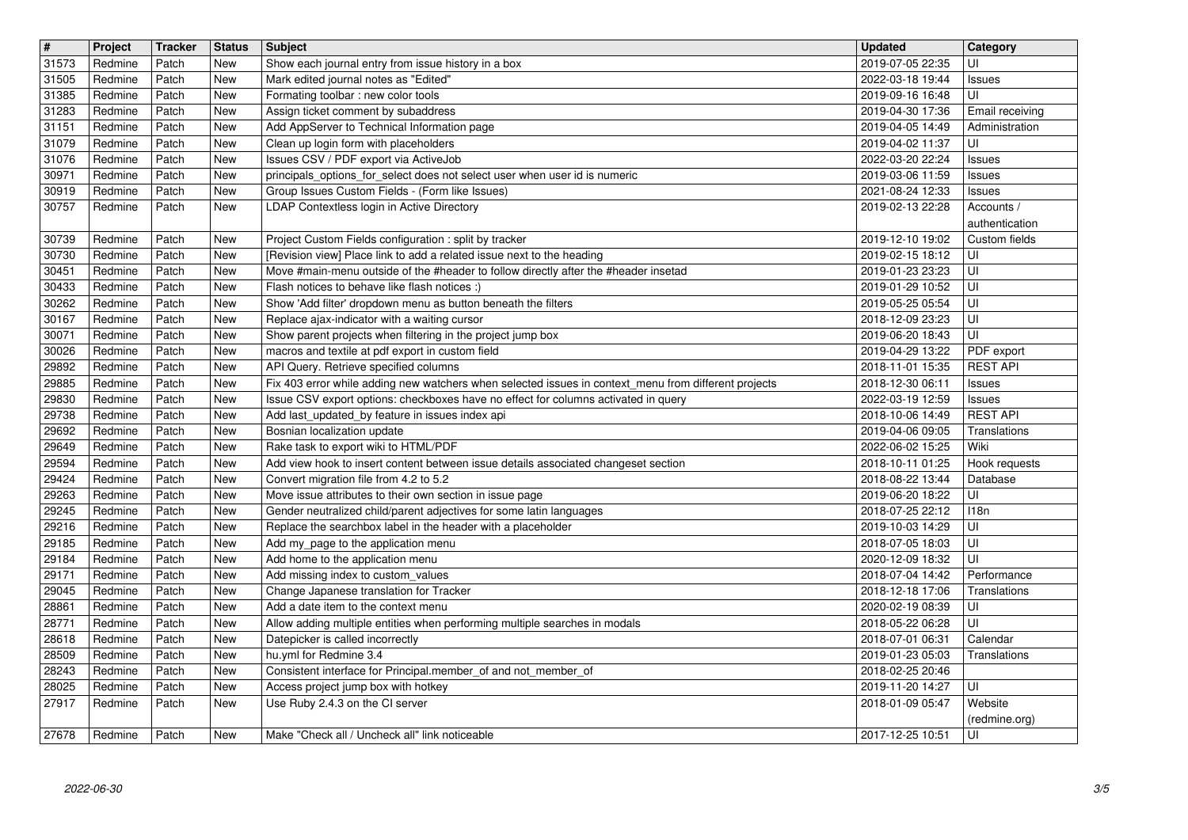| # | Project | Tracker | Status | Subject | Updated | Category |
|---|---|---|---|---|---|---|
| 31573 | Redmine | Patch | New | Show each journal entry from issue history in a box | 2019-07-05 22:35 | UI |
| 31505 | Redmine | Patch | New | Mark edited journal notes as "Edited" | 2022-03-18 19:44 | Issues |
| 31385 | Redmine | Patch | New | Formating toolbar : new color tools | 2019-09-16 16:48 | UI |
| 31283 | Redmine | Patch | New | Assign ticket comment by subaddress | 2019-04-30 17:36 | Email receiving |
| 31151 | Redmine | Patch | New | Add AppServer to Technical Information page | 2019-04-05 14:49 | Administration |
| 31079 | Redmine | Patch | New | Clean up login form with placeholders | 2019-04-02 11:37 | UI |
| 31076 | Redmine | Patch | New | Issues CSV / PDF export via ActiveJob | 2022-03-20 22:24 | Issues |
| 30971 | Redmine | Patch | New | principals_options_for_select does not select user when user id is numeric | 2019-03-06 11:59 | Issues |
| 30919 | Redmine | Patch | New | Group Issues Custom Fields - (Form like Issues) | 2021-08-24 12:33 | Issues |
| 30757 | Redmine | Patch | New | LDAP Contextless login in Active Directory | 2019-02-13 22:28 | Accounts / authentication |
| 30739 | Redmine | Patch | New | Project Custom Fields configuration : split by tracker | 2019-12-10 19:02 | Custom fields |
| 30730 | Redmine | Patch | New | [Revision view] Place link to add a related issue next to the heading | 2019-02-15 18:12 | UI |
| 30451 | Redmine | Patch | New | Move #main-menu outside of the #header to follow directly after the #header insetad | 2019-01-23 23:23 | UI |
| 30433 | Redmine | Patch | New | Flash notices to behave like flash notices :) | 2019-01-29 10:52 | UI |
| 30262 | Redmine | Patch | New | Show 'Add filter' dropdown menu as button beneath the filters | 2019-05-25 05:54 | UI |
| 30167 | Redmine | Patch | New | Replace ajax-indicator with a waiting cursor | 2018-12-09 23:23 | UI |
| 30071 | Redmine | Patch | New | Show parent projects when filtering in the project jump box | 2019-06-20 18:43 | UI |
| 30026 | Redmine | Patch | New | macros and textile at pdf export in custom field | 2019-04-29 13:22 | PDF export |
| 29892 | Redmine | Patch | New | API Query. Retrieve specified columns | 2018-11-01 15:35 | REST API |
| 29885 | Redmine | Patch | New | Fix 403 error while adding new watchers when selected issues in context_menu from different projects | 2018-12-30 06:11 | Issues |
| 29830 | Redmine | Patch | New | Issue CSV export options: checkboxes have no effect for columns activated in query | 2022-03-19 12:59 | Issues |
| 29738 | Redmine | Patch | New | Add last_updated_by feature in issues index api | 2018-10-06 14:49 | REST API |
| 29692 | Redmine | Patch | New | Bosnian localization update | 2019-04-06 09:05 | Translations |
| 29649 | Redmine | Patch | New | Rake task to export wiki to HTML/PDF | 2022-06-02 15:25 | Wiki |
| 29594 | Redmine | Patch | New | Add view hook to insert content between issue details associated changeset section | 2018-10-11 01:25 | Hook requests |
| 29424 | Redmine | Patch | New | Convert migration file from 4.2 to 5.2 | 2018-08-22 13:44 | Database |
| 29263 | Redmine | Patch | New | Move issue attributes to their own section in issue page | 2019-06-20 18:22 | UI |
| 29245 | Redmine | Patch | New | Gender neutralized child/parent adjectives for some latin languages | 2018-07-25 22:12 | I18n |
| 29216 | Redmine | Patch | New | Replace the searchbox label in the header with a placeholder | 2019-10-03 14:29 | UI |
| 29185 | Redmine | Patch | New | Add my_page to the application menu | 2018-07-05 18:03 | UI |
| 29184 | Redmine | Patch | New | Add home to the application menu | 2020-12-09 18:32 | UI |
| 29171 | Redmine | Patch | New | Add missing index to custom_values | 2018-07-04 14:42 | Performance |
| 29045 | Redmine | Patch | New | Change Japanese translation for Tracker | 2018-12-18 17:06 | Translations |
| 28861 | Redmine | Patch | New | Add a date item to the context menu | 2020-02-19 08:39 | UI |
| 28771 | Redmine | Patch | New | Allow adding multiple entities when performing multiple searches in modals | 2018-05-22 06:28 | UI |
| 28618 | Redmine | Patch | New | Datepicker is called incorrectly | 2018-07-01 06:31 | Calendar |
| 28509 | Redmine | Patch | New | hu.yml for Redmine 3.4 | 2019-01-23 05:03 | Translations |
| 28243 | Redmine | Patch | New | Consistent interface for Principal.member_of and not_member_of | 2018-02-25 20:46 | |
| 28025 | Redmine | Patch | New | Access project jump box with hotkey | 2019-11-20 14:27 | UI |
| 27917 | Redmine | Patch | New | Use Ruby 2.4.3 on the CI server | 2018-01-09 05:47 | Website (redmine.org) |
| 27678 | Redmine | Patch | New | Make "Check all / Uncheck all" link noticeable | 2017-12-25 10:51 | UI |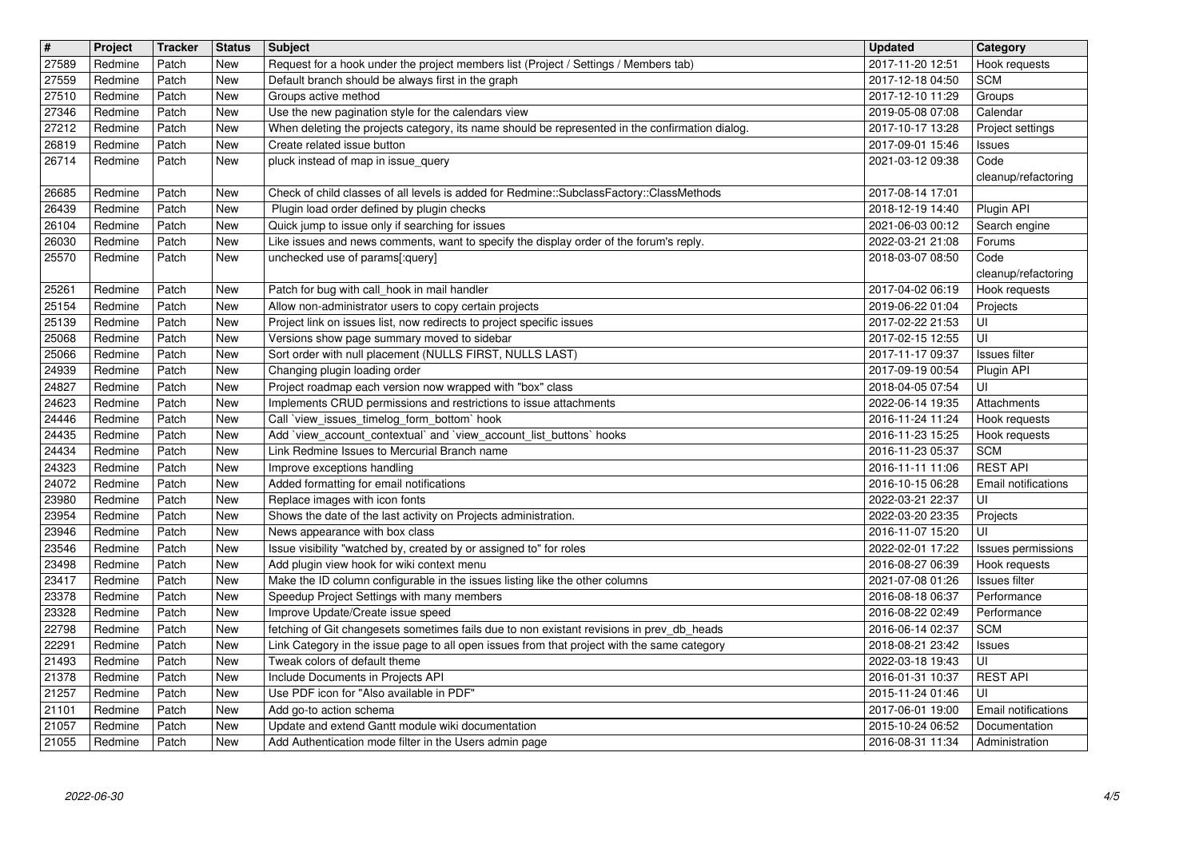| # | Project | Tracker | Status | Subject | Updated | Category |
|---|---|---|---|---|---|---|
| 27589 | Redmine | Patch | New | Request for a hook under the project members list (Project / Settings / Members tab) | 2017-11-20 12:51 | Hook requests |
| 27559 | Redmine | Patch | New | Default branch should be always first in the graph | 2017-12-18 04:50 | SCM |
| 27510 | Redmine | Patch | New | Groups active method | 2017-12-10 11:29 | Groups |
| 27346 | Redmine | Patch | New | Use the new pagination style for the calendars view | 2019-05-08 07:08 | Calendar |
| 27212 | Redmine | Patch | New | When deleting the projects category, its name should be represented in the confirmation dialog. | 2017-10-17 13:28 | Project settings |
| 26819 | Redmine | Patch | New | Create related issue button | 2017-09-01 15:46 | Issues |
| 26714 | Redmine | Patch | New | pluck instead of map in issue_query | 2021-03-12 09:38 | Code cleanup/refactoring |
| 26685 | Redmine | Patch | New | Check of child classes of all levels is added for Redmine::SubclassFactory::ClassMethods | 2017-08-14 17:01 | |
| 26439 | Redmine | Patch | New | Plugin load order defined by plugin checks | 2018-12-19 14:40 | Plugin API |
| 26104 | Redmine | Patch | New | Quick jump to issue only if searching for issues | 2021-06-03 00:12 | Search engine |
| 26030 | Redmine | Patch | New | Like issues and news comments, want to specify the display order of the forum's reply. | 2022-03-21 21:08 | Forums |
| 25570 | Redmine | Patch | New | unchecked use of params[:query] | 2018-03-07 08:50 | Code cleanup/refactoring |
| 25261 | Redmine | Patch | New | Patch for bug with call_hook in mail handler | 2017-04-02 06:19 | Hook requests |
| 25154 | Redmine | Patch | New | Allow non-administrator users to copy certain projects | 2019-06-22 01:04 | Projects |
| 25139 | Redmine | Patch | New | Project link on issues list, now redirects to project specific issues | 2017-02-22 21:53 | UI |
| 25068 | Redmine | Patch | New | Versions show page summary moved to sidebar | 2017-02-15 12:55 | UI |
| 25066 | Redmine | Patch | New | Sort order with null placement (NULLS FIRST, NULLS LAST) | 2017-11-17 09:37 | Issues filter |
| 24939 | Redmine | Patch | New | Changing plugin loading order | 2017-09-19 00:54 | Plugin API |
| 24827 | Redmine | Patch | New | Project roadmap each version now wrapped with "box" class | 2018-04-05 07:54 | UI |
| 24623 | Redmine | Patch | New | Implements CRUD permissions and restrictions to issue attachments | 2022-06-14 19:35 | Attachments |
| 24446 | Redmine | Patch | New | Call `view_issues_timelog_form_bottom` hook | 2016-11-24 11:24 | Hook requests |
| 24435 | Redmine | Patch | New | Add `view_account_contextual` and `view_account_list_buttons` hooks | 2016-11-23 15:25 | Hook requests |
| 24434 | Redmine | Patch | New | Link Redmine Issues to Mercurial Branch name | 2016-11-23 05:37 | SCM |
| 24323 | Redmine | Patch | New | Improve exceptions handling | 2016-11-11 11:06 | REST API |
| 24072 | Redmine | Patch | New | Added formatting for email notifications | 2016-10-15 06:28 | Email notifications |
| 23980 | Redmine | Patch | New | Replace images with icon fonts | 2022-03-21 22:37 | UI |
| 23954 | Redmine | Patch | New | Shows the date of the last activity on Projects administration. | 2022-03-20 23:35 | Projects |
| 23946 | Redmine | Patch | New | News appearance with box class | 2016-11-07 15:20 | UI |
| 23546 | Redmine | Patch | New | Issue visibility "watched by, created by or assigned to" for roles | 2022-02-01 17:22 | Issues permissions |
| 23498 | Redmine | Patch | New | Add plugin view hook for wiki context menu | 2016-08-27 06:39 | Hook requests |
| 23417 | Redmine | Patch | New | Make the ID column configurable in the issues listing like the other columns | 2021-07-08 01:26 | Issues filter |
| 23378 | Redmine | Patch | New | Speedup Project Settings with many members | 2016-08-18 06:37 | Performance |
| 23328 | Redmine | Patch | New | Improve Update/Create issue speed | 2016-08-22 02:49 | Performance |
| 22798 | Redmine | Patch | New | fetching of Git changesets sometimes fails due to non existant revisions in prev_db_heads | 2016-06-14 02:37 | SCM |
| 22291 | Redmine | Patch | New | Link Category in the issue page to all open issues from that project with the same category | 2018-08-21 23:42 | Issues |
| 21493 | Redmine | Patch | New | Tweak colors of default theme | 2022-03-18 19:43 | UI |
| 21378 | Redmine | Patch | New | Include Documents in Projects API | 2016-01-31 10:37 | REST API |
| 21257 | Redmine | Patch | New | Use PDF icon for "Also available in PDF" | 2015-11-24 01:46 | UI |
| 21101 | Redmine | Patch | New | Add go-to action schema | 2017-06-01 19:00 | Email notifications |
| 21057 | Redmine | Patch | New | Update and extend Gantt module wiki documentation | 2015-10-24 06:52 | Documentation |
| 21055 | Redmine | Patch | New | Add Authentication mode filter in the Users admin page | 2016-08-31 11:34 | Administration |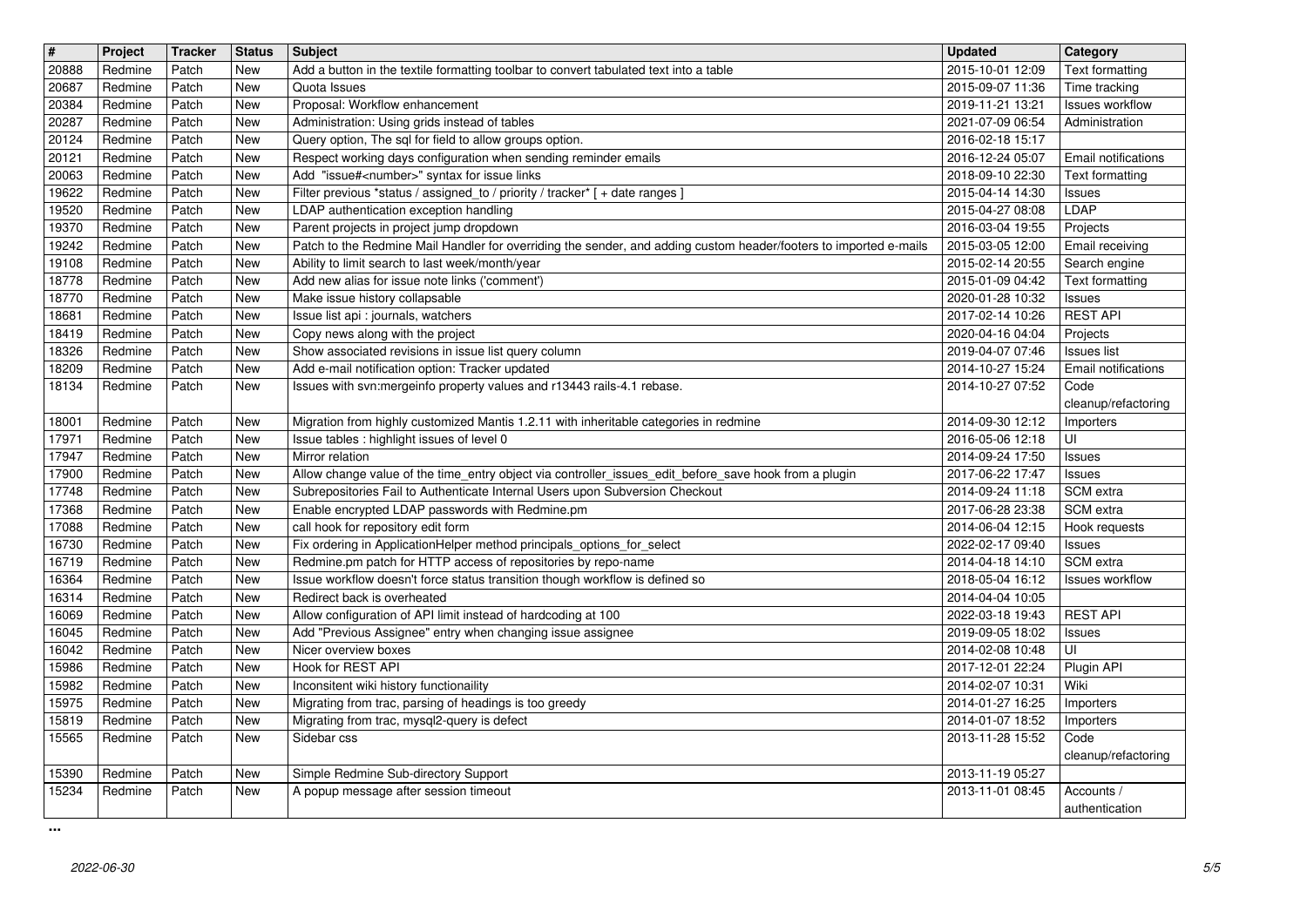| # | Project | Tracker | Status | Subject | Updated | Category |
|---|---|---|---|---|---|---|
| 20888 | Redmine | Patch | New | Add a button in the textile formatting toolbar to convert tabulated text into a table | 2015-10-01 12:09 | Text formatting |
| 20687 | Redmine | Patch | New | Quota Issues | 2015-09-07 11:36 | Time tracking |
| 20384 | Redmine | Patch | New | Proposal: Workflow enhancement | 2019-11-21 13:21 | Issues workflow |
| 20287 | Redmine | Patch | New | Administration: Using grids instead of tables | 2021-07-09 06:54 | Administration |
| 20124 | Redmine | Patch | New | Query option, The sql for field to allow groups option. | 2016-02-18 15:17 | |
| 20121 | Redmine | Patch | New | Respect working days configuration when sending reminder emails | 2016-12-24 05:07 | Email notifications |
| 20063 | Redmine | Patch | New | Add "issue#<number>" syntax for issue links | 2018-09-10 22:30 | Text formatting |
| 19622 | Redmine | Patch | New | Filter previous *status / assigned_to / priority / tracker* [ + date ranges ] | 2015-04-14 14:30 | Issues |
| 19520 | Redmine | Patch | New | LDAP authentication exception handling | 2015-04-27 08:08 | LDAP |
| 19370 | Redmine | Patch | New | Parent projects in project jump dropdown | 2016-03-04 19:55 | Projects |
| 19242 | Redmine | Patch | New | Patch to the Redmine Mail Handler for overriding the sender, and adding custom header/footers to imported e-mails | 2015-03-05 12:00 | Email receiving |
| 19108 | Redmine | Patch | New | Ability to limit search to last week/month/year | 2015-02-14 20:55 | Search engine |
| 18778 | Redmine | Patch | New | Add new alias for issue note links ('comment') | 2015-01-09 04:42 | Text formatting |
| 18770 | Redmine | Patch | New | Make issue history collapsable | 2020-01-28 10:32 | Issues |
| 18681 | Redmine | Patch | New | Issue list api : journals, watchers | 2017-02-14 10:26 | REST API |
| 18419 | Redmine | Patch | New | Copy news along with the project | 2020-04-16 04:04 | Projects |
| 18326 | Redmine | Patch | New | Show associated revisions in issue list query column | 2019-04-07 07:46 | Issues list |
| 18209 | Redmine | Patch | New | Add e-mail notification option: Tracker updated | 2014-10-27 15:24 | Email notifications |
| 18134 | Redmine | Patch | New | Issues with svn:mergeinfo property values and r13443 rails-4.1 rebase. | 2014-10-27 07:52 | Code cleanup/refactoring |
| 18001 | Redmine | Patch | New | Migration from highly customized Mantis 1.2.11 with inheritable categories in redmine | 2014-09-30 12:12 | Importers |
| 17971 | Redmine | Patch | New | Issue tables : highlight issues of level 0 | 2016-05-06 12:18 | UI |
| 17947 | Redmine | Patch | New | Mirror relation | 2014-09-24 17:50 | Issues |
| 17900 | Redmine | Patch | New | Allow change value of the time_entry object via controller_issues_edit_before_save hook from a plugin | 2017-06-22 17:47 | Issues |
| 17748 | Redmine | Patch | New | Subrepositories Fail to Authenticate Internal Users upon Subversion Checkout | 2014-09-24 11:18 | SCM extra |
| 17368 | Redmine | Patch | New | Enable encrypted LDAP passwords with Redmine.pm | 2017-06-28 23:38 | SCM extra |
| 17088 | Redmine | Patch | New | call hook for repository edit form | 2014-06-04 12:15 | Hook requests |
| 16730 | Redmine | Patch | New | Fix ordering in ApplicationHelper method principals_options_for_select | 2022-02-17 09:40 | Issues |
| 16719 | Redmine | Patch | New | Redmine.pm patch for HTTP access of repositories by repo-name | 2014-04-18 14:10 | SCM extra |
| 16364 | Redmine | Patch | New | Issue workflow doesn't force status transition though workflow is defined so | 2018-05-04 16:12 | Issues workflow |
| 16314 | Redmine | Patch | New | Redirect back is overheated | 2014-04-04 10:05 | |
| 16069 | Redmine | Patch | New | Allow configuration of API limit instead of hardcoding at 100 | 2022-03-18 19:43 | REST API |
| 16045 | Redmine | Patch | New | Add "Previous Assignee" entry when changing issue assignee | 2019-09-05 18:02 | Issues |
| 16042 | Redmine | Patch | New | Nicer overview boxes | 2014-02-08 10:48 | UI |
| 15986 | Redmine | Patch | New | Hook for REST API | 2017-12-01 22:24 | Plugin API |
| 15982 | Redmine | Patch | New | Inconsitent wiki history functionaility | 2014-02-07 10:31 | Wiki |
| 15975 | Redmine | Patch | New | Migrating from trac, parsing of headings is too greedy | 2014-01-27 16:25 | Importers |
| 15819 | Redmine | Patch | New | Migrating from trac, mysql2-query is defect | 2014-01-07 18:52 | Importers |
| 15565 | Redmine | Patch | New | Sidebar css | 2013-11-28 15:52 | Code cleanup/refactoring |
| 15390 | Redmine | Patch | New | Simple Redmine Sub-directory Support | 2013-11-19 05:27 | |
| 15234 | Redmine | Patch | New | A popup message after session timeout | 2013-11-01 08:45 | Accounts / authentication |

...